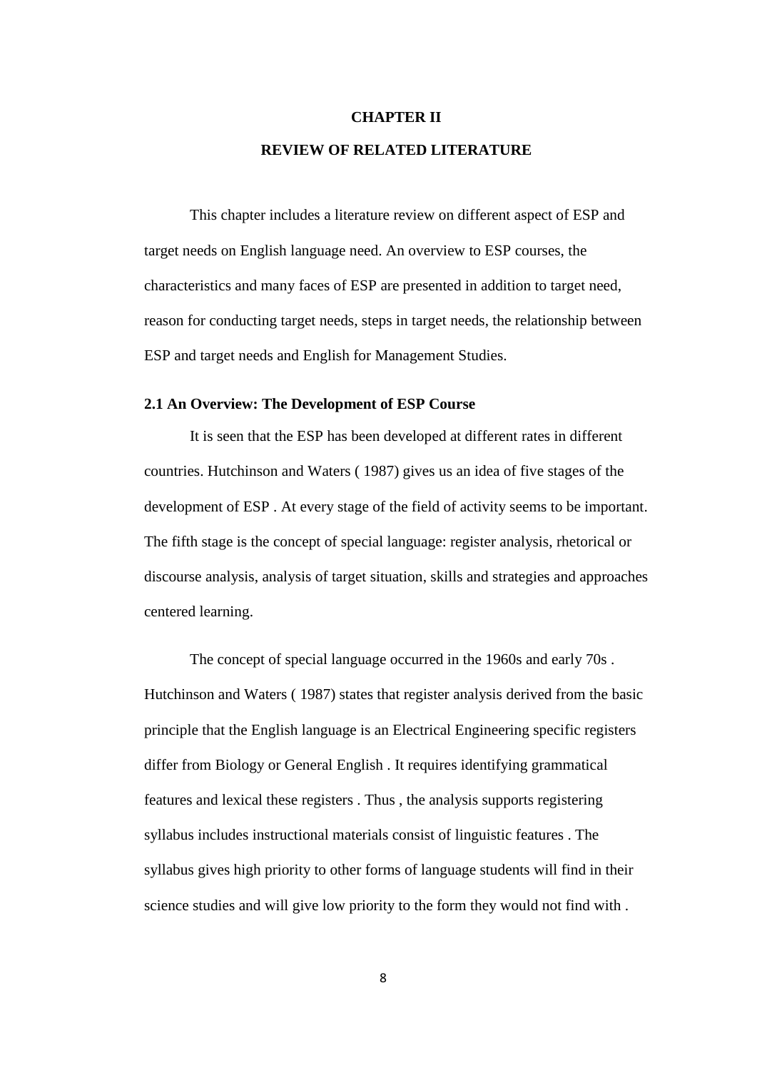# CHAPTER II

# REVIEW OF RELATED LITERATURE

This chapter includes a literature review on different aspect of ESP and target needs on English language need. An overview to ESP courses, the characteristics and many faces of ESP are presented in addition to target need, reason for conducting target needs, steps in target needs, the relationship between ESP and target needs and English for Management Studies.

## 2.1 An Overview: The Development of ESP Course

It is seen that the ESP has been developed at different rates in different countries. Hutchinson and Waters ( 1987) gives us an idea of five stages of the development of ESP . At every stage of the field of activity seems to be important. The fifth stage is the concept of special language: register analysis, rhetorical or discourse analysis, analysis of target situation, skills and strategies and approaches centered learning.

The concept of special language occurred in the 1960s and early 70s . Hutchinson and Waters ( 1987) states that register analysis derived from the basic principle that the English language is an Electrical Engineering specific registers differ from Biology or General English . It requires identifying grammatical features and lexical these registers . Thus , the analysis supports registering syllabus includes instructional materials consist of linguistic features . The syllabus gives high priority to other forms of language students will find in their science studies and will give low priority to the form they would not find with .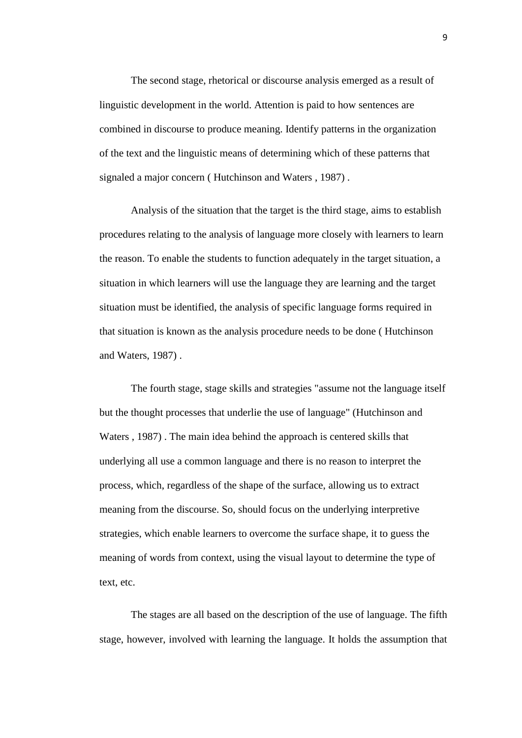The second stage, rhetorical or discourse analysis emerged as a result of linguistic development in the world. Attention is paid to how sentences are combined in discourse to produce meaning. Identify patterns in the organization of the text and the linguistic means of determining which of these patterns that signaled a major concern ( Hutchinson and Waters , 1987) .

Analysis of the situation that the target is the third stage, aims to establish procedures relating to the analysis of language more closely with learners to learn the reason. To enable the students to function adequately in the target situation, a situation in which learners will use the language they are learning and the target situation must be identified, the analysis of specific language forms required in that situation is known as the analysis procedure needs to be done ( Hutchinson and Waters, 1987) .

The fourth stage, stage skills and strategies "assume not the language itself but the thought processes that underlie the use of language" (Hutchinson and Waters , 1987) . The main idea behind the approach is centered skills that underlying all use a common language and there is no reason to interpret the process, which, regardless of the shape of the surface, allowing us to extract meaning from the discourse. So, should focus on the underlying interpretive strategies, which enable learners to overcome the surface shape, it to guess the meaning of words from context, using the visual layout to determine the type of text, etc.

The stages are all based on the description of the use of language. The fifth stage, however, involved with learning the language. It holds the assumption that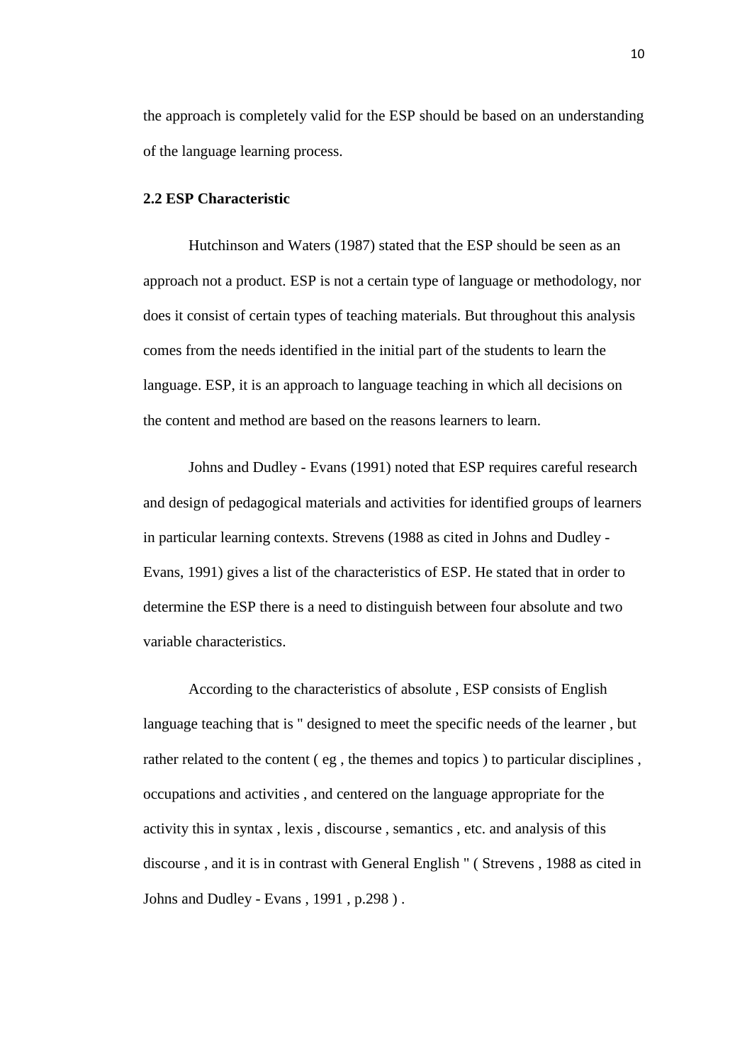the approach is completely valid for the ESP should be based on an understanding of the language learning process.

**2.2 ESP Characteristic**

Hutchinson and Waters (1987) stated that the ESP should be seen as an approach not a product. ESP is not a certain type of language or methodology, nor does it consist of certain types of teaching materials. But throughout this analysis comes from the needs identified in the initial part of the students to learn the language. ESP, it is an approach to language teaching in which all decisions on the content and method are based on the reasons learners to learn.

Johns and Dudley - Evans (1991) noted that ESP requires careful research and design of pedagogical materials and activities for identified groups of learners in particular learning contexts. Strevens (1988 as cited in Johns and Dudley - Evans, 1991) gives a list of the characteristics of ESP. He stated that in order to determine the ESP there is a need to distinguish between four absolute and two variable characteristics.

According to the characteristics of absolute , ESP consists of English language teaching that is " designed to meet the specific needs of the learner , but rather related to the content ( eg , the themes and topics ) to particular disciplines , occupations and activities , and centered on the language appropriate for the activity this in syntax , lexis , discourse , semantics , etc. and analysis of this discourse , and it is in contrast with General English " ( Strevens , 1988 as cited in Johns and Dudley - Evans , 1991 , p.298 ) .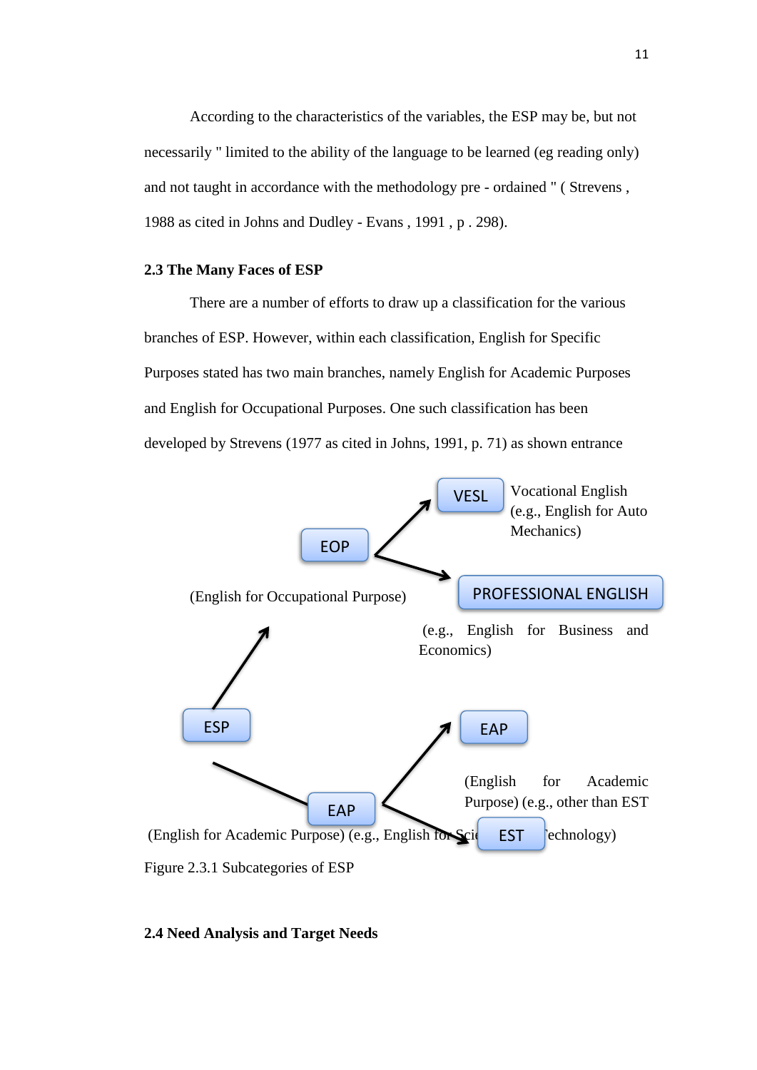According to the characteristics of the variables, the ESP may be, but not necessarily " limited to the ability of the language to be learned (eg reading only) and not taught in accordance with the methodology pre - ordained " ( Strevens , 1988 as cited in Johns and Dudley - Evans , 1991 , p . 298).

**2.3 The Many Faces of ESP**

There are a number of efforts to draw up a classification for the various branches of ESP. However, within each classification, English for Specific Purposes stated has two main branches, namely English for Academic Purposes and English for Occupational Purposes. One such classification has been developed by Strevens (1977 as cited in Johns, 1991, p. 71) as shown entrance

VESL

Vocational English (e.g., English for Auto Mechanics)

EOP

(English for Occupational Purpose)

PROFESSIONAL ENGLISH

(e.g., English for Business and Economics)

ESP

EAP

(English for Academic Purpose) (e.g., other than EST

EAP

(English for Academic Purpose) (e.g., English for Science and Technology)

EST

Figure 2.3.1 Subcategories of ESP

**2.4 Need Analysis and Target Needs**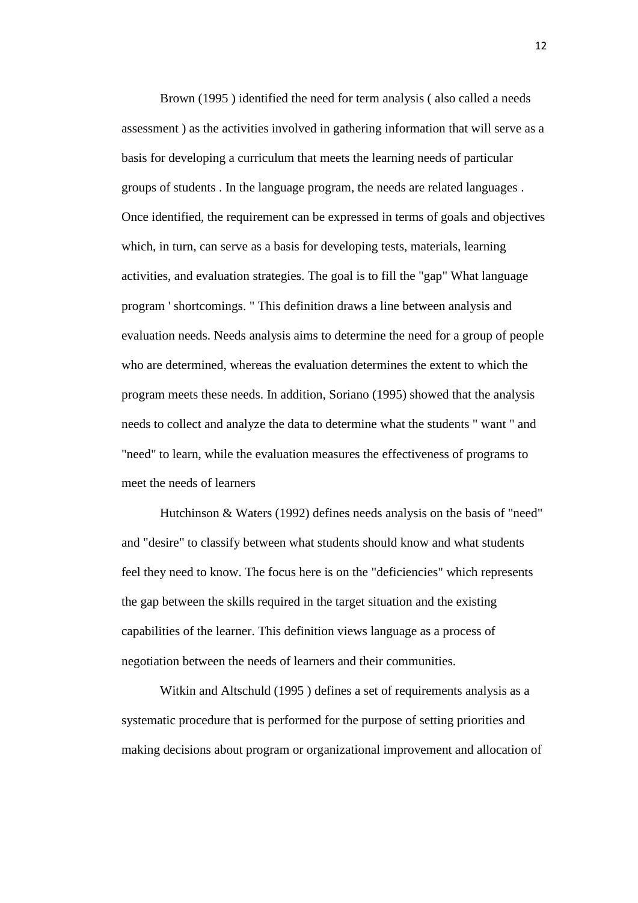Brown (1995 ) identified the need for term analysis ( also called a needs assessment ) as the activities involved in gathering information that will serve as a basis for developing a curriculum that meets the learning needs of particular groups of students . In the language program, the needs are related languages . Once identified, the requirement can be expressed in terms of goals and objectives which, in turn, can serve as a basis for developing tests, materials, learning activities, and evaluation strategies. The goal is to fill the "gap" What language program ' shortcomings. " This definition draws a line between analysis and evaluation needs. Needs analysis aims to determine the need for a group of people who are determined, whereas the evaluation determines the extent to which the program meets these needs. In addition, Soriano (1995) showed that the analysis needs to collect and analyze the data to determine what the students " want " and "need" to learn, while the evaluation measures the effectiveness of programs to meet the needs of learners

Hutchinson & Waters (1992) defines needs analysis on the basis of "need" and "desire" to classify between what students should know and what students feel they need to know. The focus here is on the "deficiencies" which represents the gap between the skills required in the target situation and the existing capabilities of the learner. This definition views language as a process of negotiation between the needs of learners and their communities.

Witkin and Altschuld (1995 ) defines a set of requirements analysis as a systematic procedure that is performed for the purpose of setting priorities and making decisions about program or organizational improvement and allocation of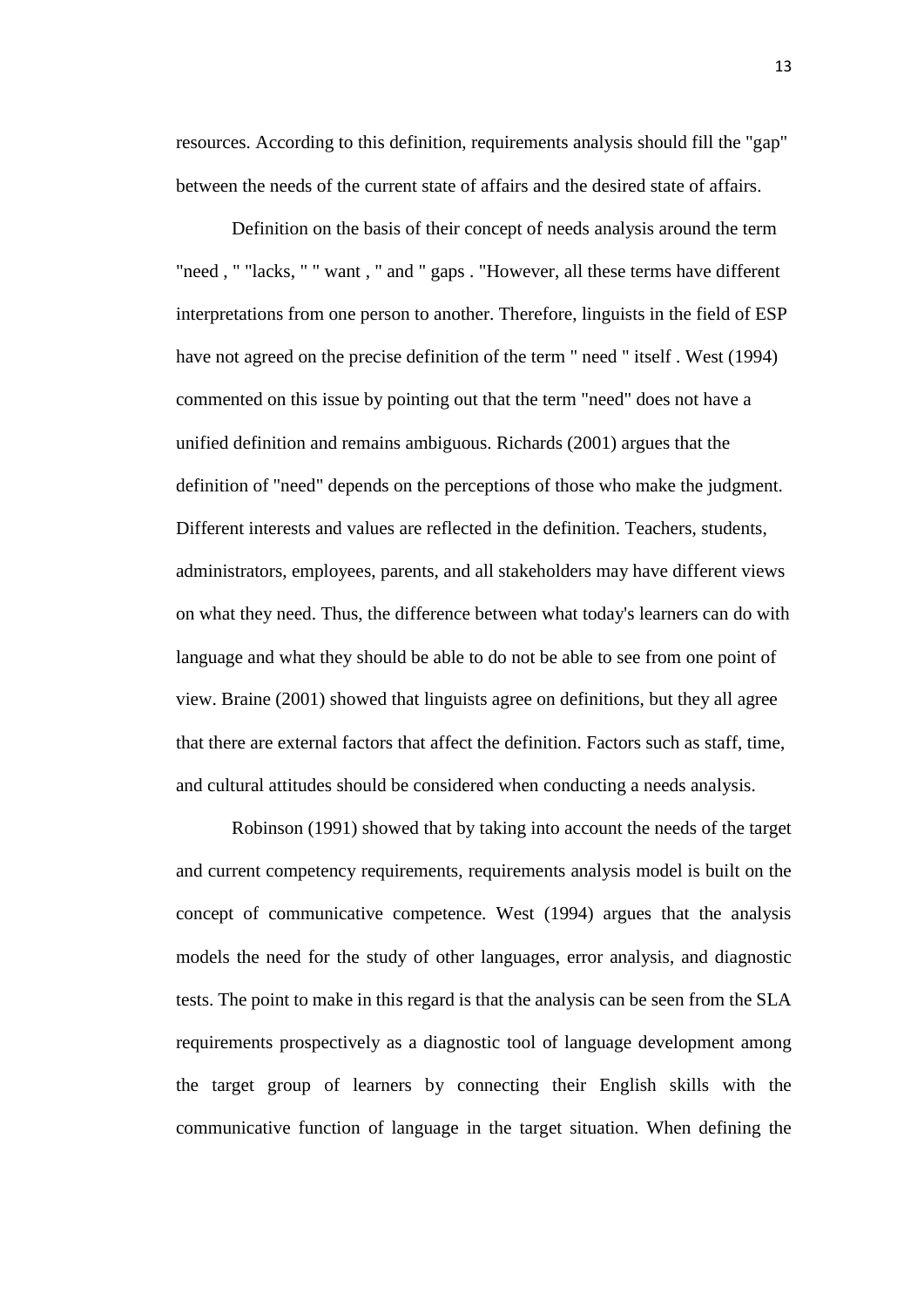resources. According to this definition, requirements analysis should fill the "gap" between the needs of the current state of affairs and the desired state of affairs.

Definition on the basis of their concept of needs analysis around the term "need , " "lacks, " " want , " and " gaps . "However, all these terms have different interpretations from one person to another. Therefore, linguists in the field of ESP have not agreed on the precise definition of the term " need " itself . West (1994) commented on this issue by pointing out that the term "need" does not have a unified definition and remains ambiguous. Richards (2001) argues that the definition of "need" depends on the perceptions of those who make the judgment. Different interests and values are reflected in the definition. Teachers, students, administrators, employees, parents, and all stakeholders may have different views on what they need. Thus, the difference between what today's learners can do with language and what they should be able to do not be able to see from one point of view. Braine (2001) showed that linguists agree on definitions, but they all agree that there are external factors that affect the definition. Factors such as staff, time, and cultural attitudes should be considered when conducting a needs analysis.

Robinson (1991) showed that by taking into account the needs of the target and current competency requirements, requirements analysis model is built on the concept of communicative competence. West (1994) argues that the analysis models the need for the study of other languages, error analysis, and diagnostic tests. The point to make in this regard is that the analysis can be seen from the SLA requirements prospectively as a diagnostic tool of language development among the target group of learners by connecting their English skills with the communicative function of language in the target situation. When defining the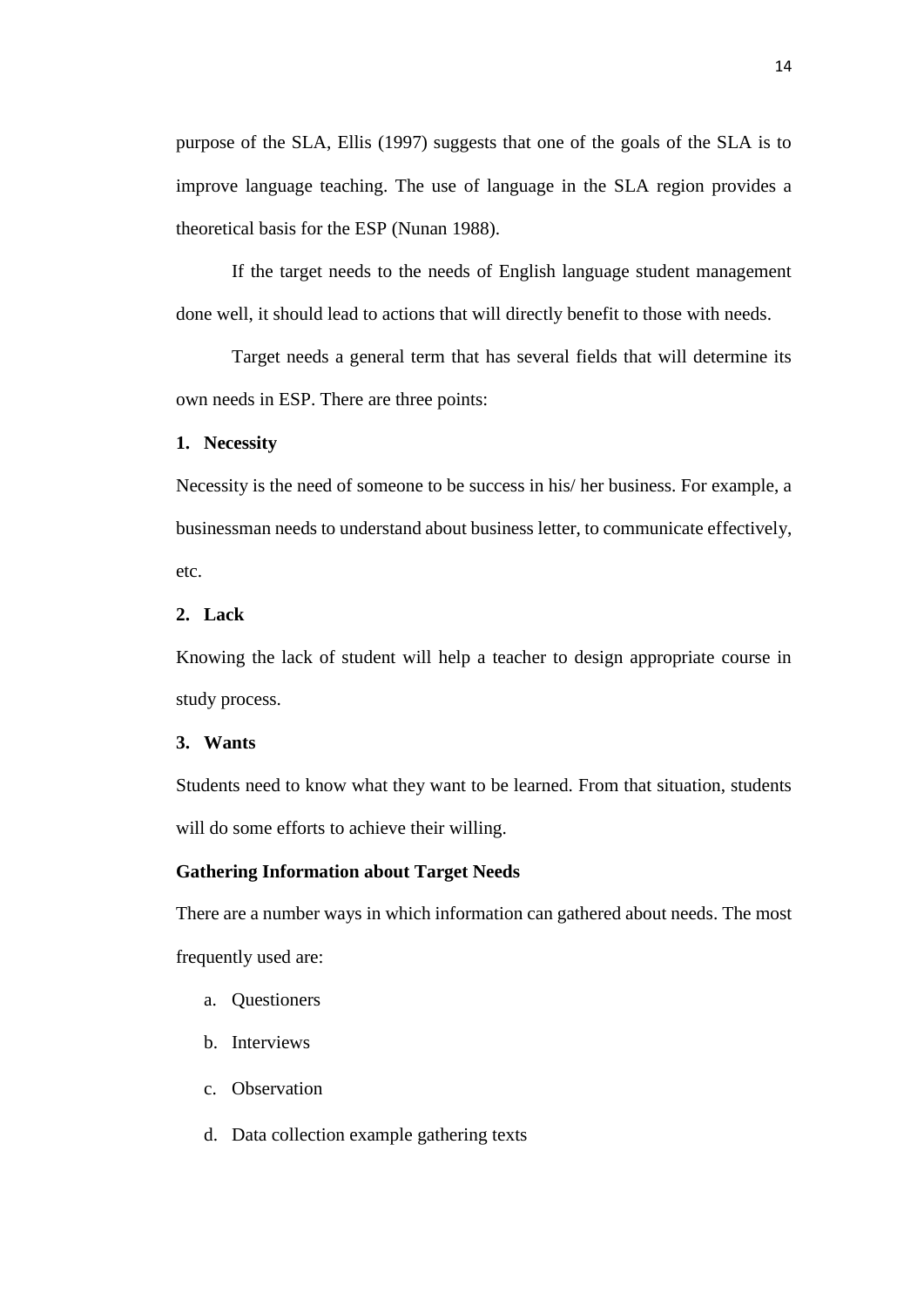purpose of the SLA, Ellis (1997) suggests that one of the goals of the SLA is to improve language teaching. The use of language in the SLA region provides a theoretical basis for the ESP (Nunan 1988).

If the target needs to the needs of English language student management done well, it should lead to actions that will directly benefit to those with needs.

Target needs a general term that has several fields that will determine its own needs in ESP. There are three points:

**1. Necessity**

Necessity is the need of someone to be success in his/ her business. For example, a businessman needs to understand about business letter, to communicate effectively, etc.

**2. Lack**

Knowing the lack of student will help a teacher to design appropriate course in study process.

**3. Wants**

Students need to know what they want to be learned. From that situation, students will do some efforts to achieve their willing.

**Gathering Information about Target Needs**

There are a number ways in which information can gathered about needs. The most frequently used are:

a. Questioners

b. Interviews

c. Observation

d. Data collection example gathering texts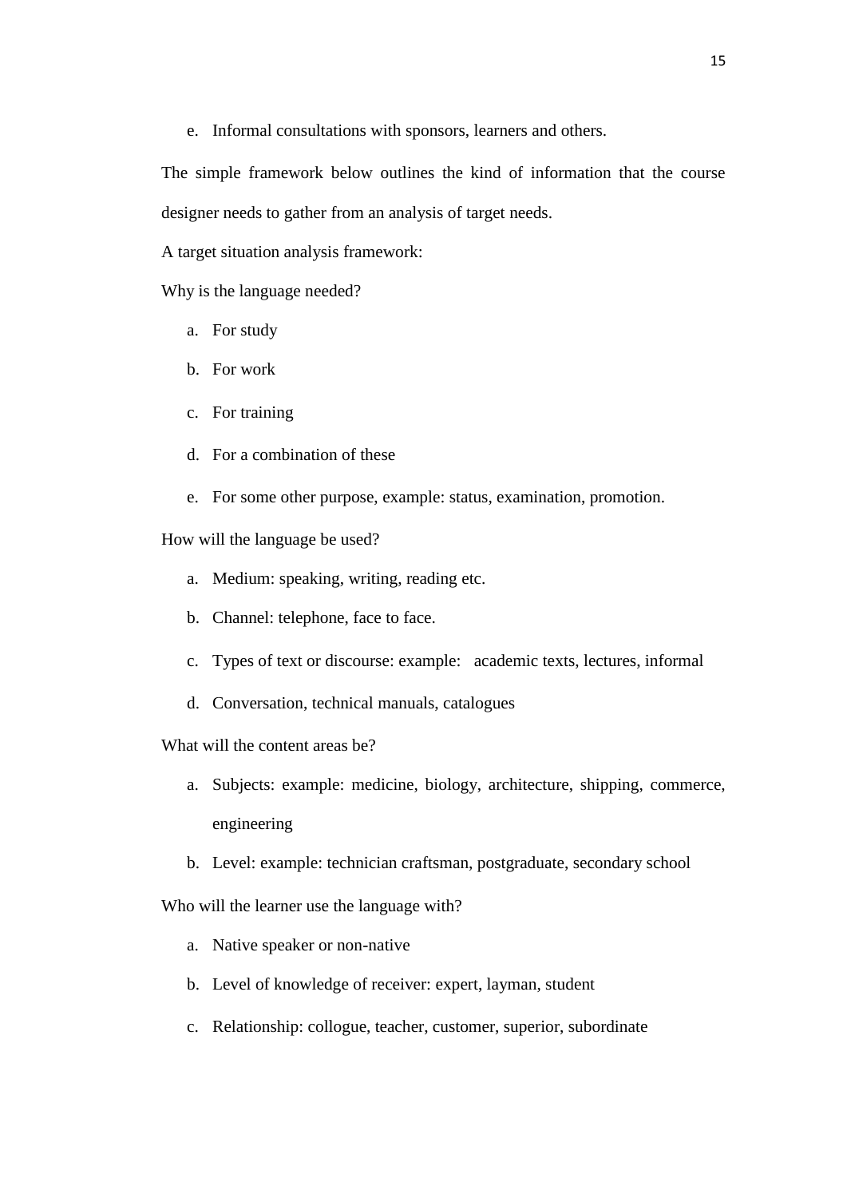e. Informal consultations with sponsors, learners and others.

The simple framework below outlines the kind of information that the course designer needs to gather from an analysis of target needs.

A target situation analysis framework:

Why is the language needed?

a. For study
b. For work
c. For training
d. For a combination of these
e. For some other purpose, example: status, examination, promotion.

How will the language be used?

a. Medium: speaking, writing, reading etc.
b. Channel: telephone, face to face.
c. Types of text or discourse: example: academic texts, lectures, informal
d. Conversation, technical manuals, catalogues

What will the content areas be?

a. Subjects: example: medicine, biology, architecture, shipping, commerce, engineering
b. Level: example: technician craftsman, postgraduate, secondary school

Who will the learner use the language with?

a. Native speaker or non-native
b. Level of knowledge of receiver: expert, layman, student
c. Relationship: collogue, teacher, customer, superior, subordinate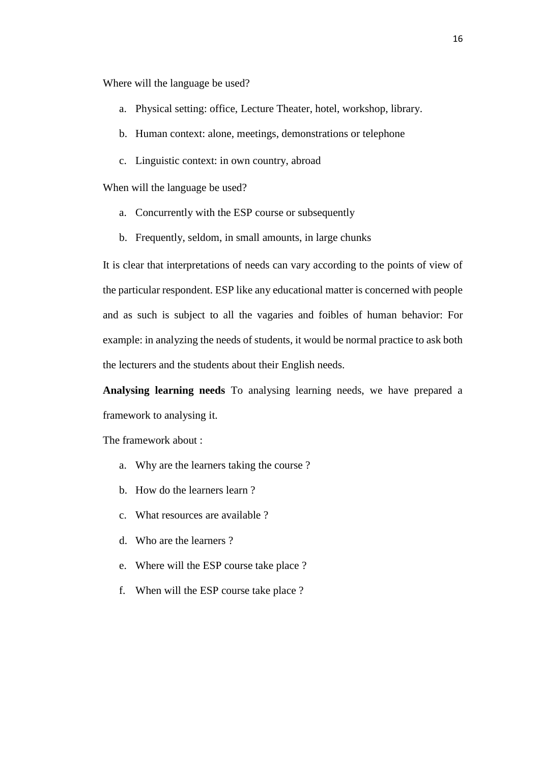Where will the language be used?

a. Physical setting: office, Lecture Theater, hotel, workshop, library.
b. Human context: alone, meetings, demonstrations or telephone
c. Linguistic context: in own country, abroad

When will the language be used?

a. Concurrently with the ESP course or subsequently
b. Frequently, seldom, in small amounts, in large chunks

It is clear that interpretations of needs can vary according to the points of view of the particular respondent. ESP like any educational matter is concerned with people and as such is subject to all the vagaries and foibles of human behavior: For example: in analyzing the needs of students, it would be normal practice to ask both the lecturers and the students about their English needs.

**Analysing learning needs** To analysing learning needs, we have prepared a framework to analysing it.

The framework about :

a. Why are the learners taking the course ?
b. How do the learners learn ?
c. What resources are available ?
d. Who are the learners ?
e. Where will the ESP course take place ?
f. When will the ESP course take place ?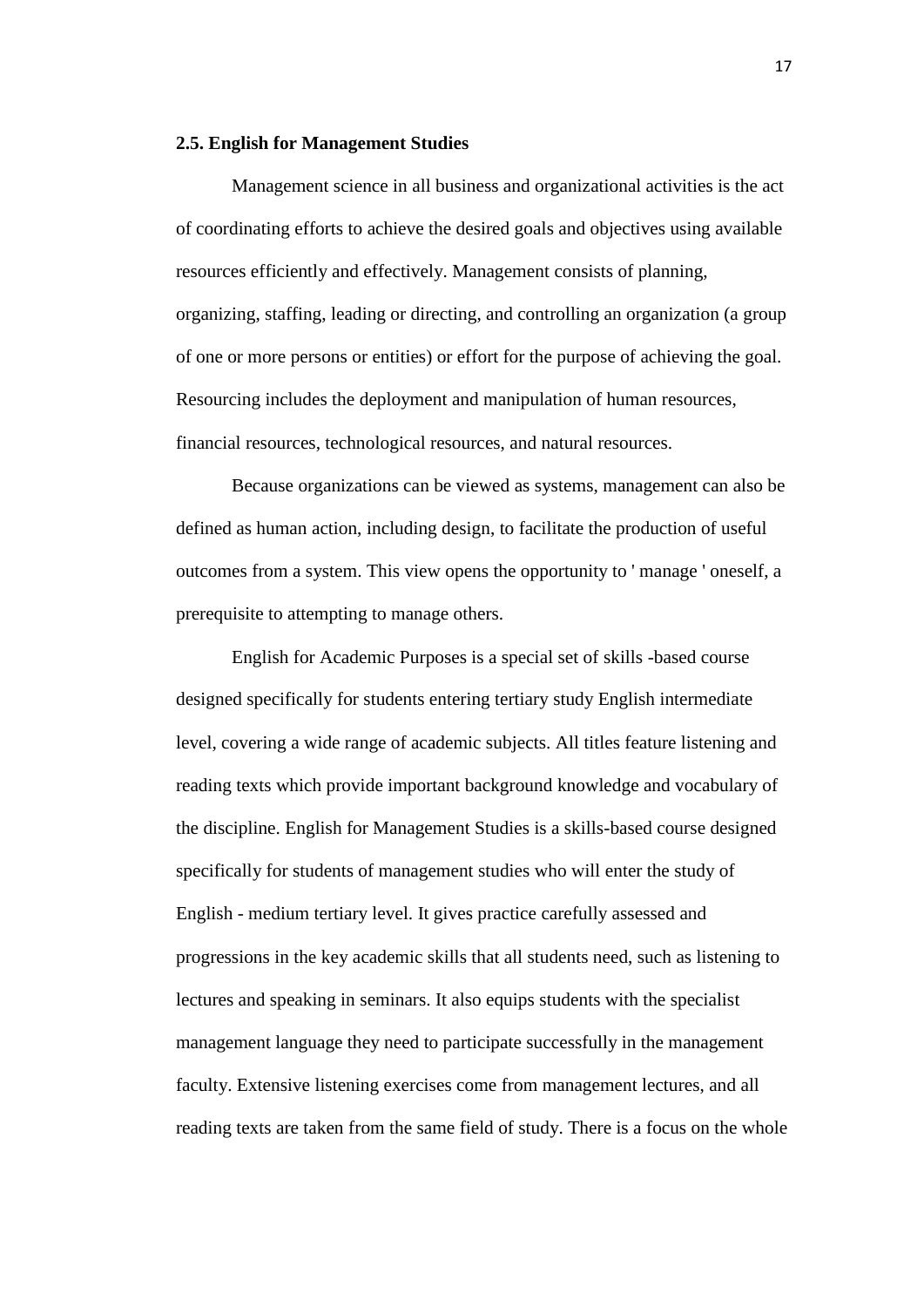### 2.5. English for Management Studies

Management science in all business and organizational activities is the act of coordinating efforts to achieve the desired goals and objectives using available resources efficiently and effectively. Management consists of planning, organizing, staffing, leading or directing, and controlling an organization (a group of one or more persons or entities) or effort for the purpose of achieving the goal. Resourcing includes the deployment and manipulation of human resources, financial resources, technological resources, and natural resources.

Because organizations can be viewed as systems, management can also be defined as human action, including design, to facilitate the production of useful outcomes from a system. This view opens the opportunity to ' manage ' oneself, a prerequisite to attempting to manage others.

English for Academic Purposes is a special set of skills -based course designed specifically for students entering tertiary study English intermediate level, covering a wide range of academic subjects. All titles feature listening and reading texts which provide important background knowledge and vocabulary of the discipline. English for Management Studies is a skills-based course designed specifically for students of management studies who will enter the study of English - medium tertiary level. It gives practice carefully assessed and progressions in the key academic skills that all students need, such as listening to lectures and speaking in seminars. It also equips students with the specialist management language they need to participate successfully in the management faculty. Extensive listening exercises come from management lectures, and all reading texts are taken from the same field of study. There is a focus on the whole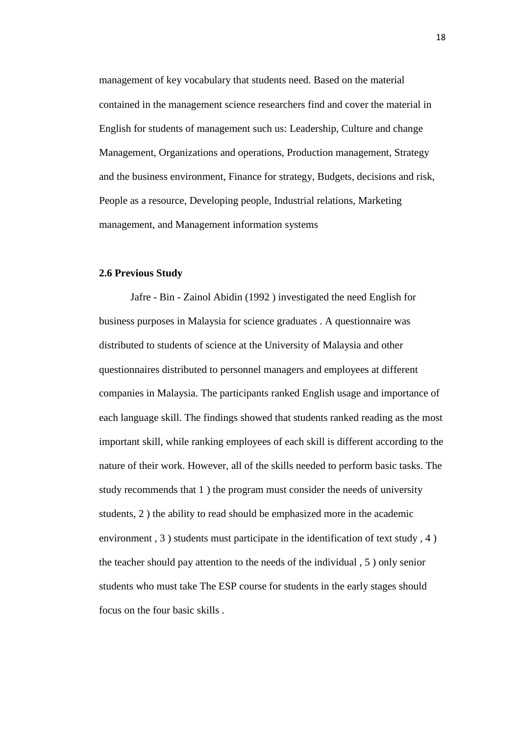management of key vocabulary that students need. Based on the material contained in the management science researchers find and cover the material in English for students of management such us: Leadership, Culture and change Management, Organizations and operations, Production management, Strategy and the business environment, Finance for strategy, Budgets, decisions and risk, People as a resource, Developing people, Industrial relations, Marketing management, and Management information systems

### 2.6 Previous Study

Jafre - Bin - Zainol Abidin (1992 ) investigated the need English for business purposes in Malaysia for science graduates . A questionnaire was distributed to students of science at the University of Malaysia and other questionnaires distributed to personnel managers and employees at different companies in Malaysia. The participants ranked English usage and importance of each language skill. The findings showed that students ranked reading as the most important skill, while ranking employees of each skill is different according to the nature of their work. However, all of the skills needed to perform basic tasks. The study recommends that 1 ) the program must consider the needs of university students, 2 ) the ability to read should be emphasized more in the academic environment , 3 ) students must participate in the identification of text study , 4 ) the teacher should pay attention to the needs of the individual , 5 ) only senior students who must take The ESP course for students in the early stages should focus on the four basic skills .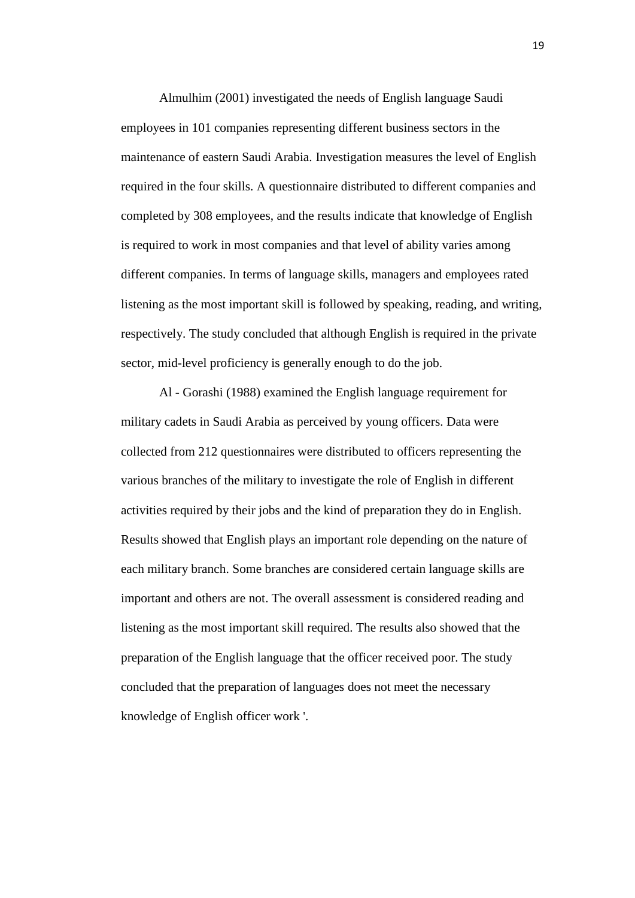Almulhim (2001) investigated the needs of English language Saudi employees in 101 companies representing different business sectors in the maintenance of eastern Saudi Arabia. Investigation measures the level of English required in the four skills. A questionnaire distributed to different companies and completed by 308 employees, and the results indicate that knowledge of English is required to work in most companies and that level of ability varies among different companies. In terms of language skills, managers and employees rated listening as the most important skill is followed by speaking, reading, and writing, respectively. The study concluded that although English is required in the private sector, mid-level proficiency is generally enough to do the job.

Al - Gorashi (1988) examined the English language requirement for military cadets in Saudi Arabia as perceived by young officers. Data were collected from 212 questionnaires were distributed to officers representing the various branches of the military to investigate the role of English in different activities required by their jobs and the kind of preparation they do in English. Results showed that English plays an important role depending on the nature of each military branch. Some branches are considered certain language skills are important and others are not. The overall assessment is considered reading and listening as the most important skill required. The results also showed that the preparation of the English language that the officer received poor. The study concluded that the preparation of languages does not meet the necessary knowledge of English officer work '.